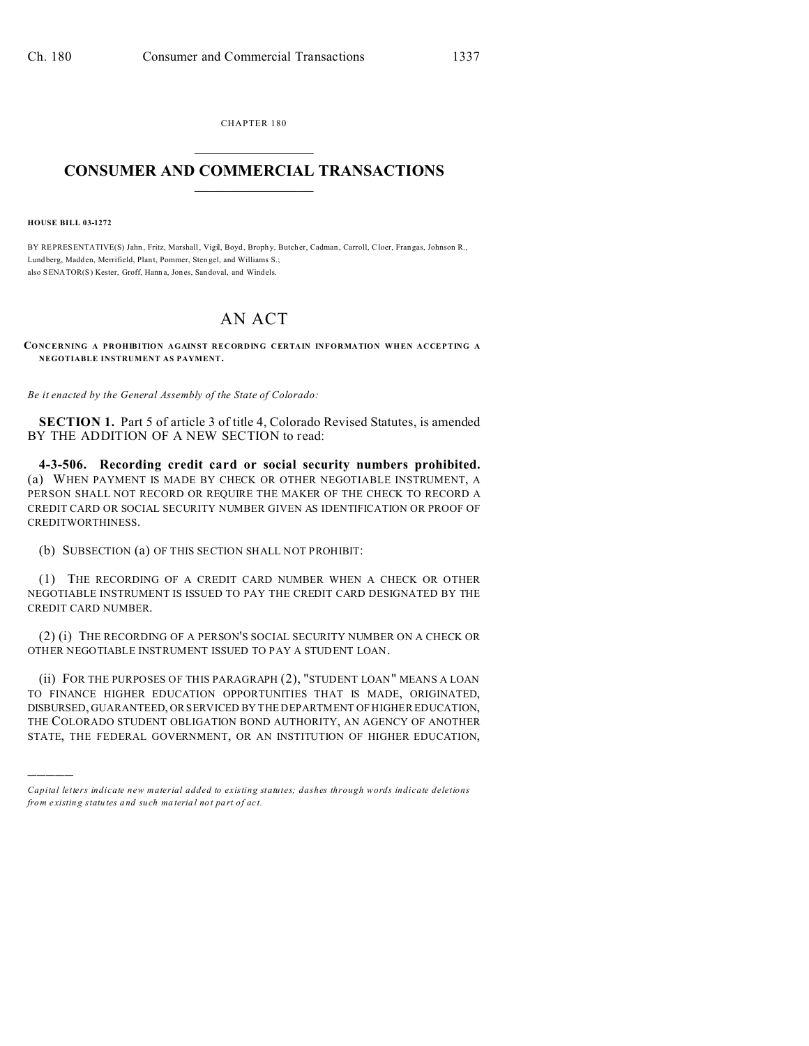CHAPTER 180

# CONSUMER AND COMMERCIAL TRANSACTIONS

**HOUSE BILL 03-1272**

BY REPRESENTATIVE(S) Jahn, Fritz, Marshall, Vigil, Boyd, Brophy, Butcher, Cadman, Carroll, Cloer, Frangas, Johnson R., Lundberg, Madden, Merrifield, Plant, Pommer, Stengel, and Williams S.;
also SENATOR(S) Kester, Groff, Hanna, Jones, Sandoval, and Windels.

# AN ACT

**CONCERNING A PROHIBITION AGAINST RECORDING CERTAIN INFORMATION WHEN ACCEPTING A NEGOTIABLE INSTRUMENT AS PAYMENT.**

*Be it enacted by the General Assembly of the State of Colorado:*

**SECTION 1.** Part 5 of article 3 of title 4, Colorado Revised Statutes, is amended BY THE ADDITION OF A NEW SECTION to read:

**4-3-506. Recording credit card or social security numbers prohibited.** (a) WHEN PAYMENT IS MADE BY CHECK OR OTHER NEGOTIABLE INSTRUMENT, A PERSON SHALL NOT RECORD OR REQUIRE THE MAKER OF THE CHECK TO RECORD A CREDIT CARD OR SOCIAL SECURITY NUMBER GIVEN AS IDENTIFICATION OR PROOF OF CREDITWORTHINESS.

(b) SUBSECTION (a) OF THIS SECTION SHALL NOT PROHIBIT:

(1) THE RECORDING OF A CREDIT CARD NUMBER WHEN A CHECK OR OTHER NEGOTIABLE INSTRUMENT IS ISSUED TO PAY THE CREDIT CARD DESIGNATED BY THE CREDIT CARD NUMBER.

(2) (i) THE RECORDING OF A PERSON'S SOCIAL SECURITY NUMBER ON A CHECK OR OTHER NEGOTIABLE INSTRUMENT ISSUED TO PAY A STUDENT LOAN.

(ii) FOR THE PURPOSES OF THIS PARAGRAPH (2), "STUDENT LOAN" MEANS A LOAN TO FINANCE HIGHER EDUCATION OPPORTUNITIES THAT IS MADE, ORIGINATED, DISBURSED, GUARANTEED, OR SERVICED BY THE DEPARTMENT OF HIGHER EDUCATION, THE COLORADO STUDENT OBLIGATION BOND AUTHORITY, AN AGENCY OF ANOTHER STATE, THE FEDERAL GOVERNMENT, OR AN INSTITUTION OF HIGHER EDUCATION,

---

*Capital letters indicate new material added to existing statutes; dashes through words indicate deletions from existing statutes and such material not part of act.*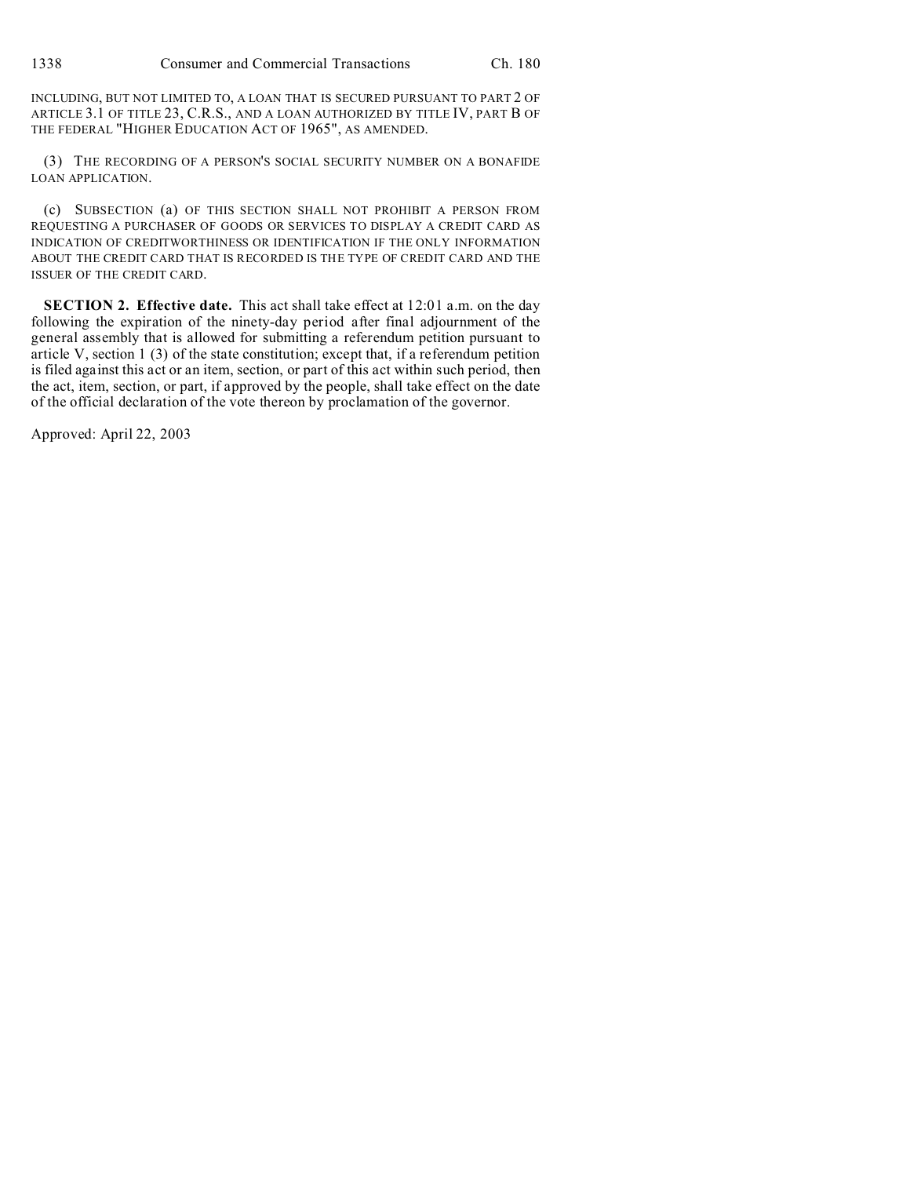INCLUDING, BUT NOT LIMITED TO, A LOAN THAT IS SECURED PURSUANT TO PART 2 OF ARTICLE 3.1 OF TITLE 23, C.R.S., AND A LOAN AUTHORIZED BY TITLE IV, PART B OF THE FEDERAL "HIGHER EDUCATION ACT OF 1965", AS AMENDED.

(3) THE RECORDING OF A PERSON'S SOCIAL SECURITY NUMBER ON A BONAFIDE LOAN APPLICATION.

(c) SUBSECTION (a) OF THIS SECTION SHALL NOT PROHIBIT A PERSON FROM REQUESTING A PURCHASER OF GOODS OR SERVICES TO DISPLAY A CREDIT CARD AS INDICATION OF CREDITWORTHINESS OR IDENTIFICATION IF THE ONLY INFORMATION ABOUT THE CREDIT CARD THAT IS RECORDED IS THE TYPE OF CREDIT CARD AND THE ISSUER OF THE CREDIT CARD.

**SECTION 2. Effective date.** This act shall take effect at 12:01 a.m. on the day following the expiration of the ninety-day period after final adjournment of the general assembly that is allowed for submitting a referendum petition pursuant to article V, section 1 (3) of the state constitution; except that, if a referendum petition is filed against this act or an item, section, or part of this act within such period, then the act, item, section, or part, if approved by the people, shall take effect on the date of the official declaration of the vote thereon by proclamation of the governor.

Approved: April 22, 2003